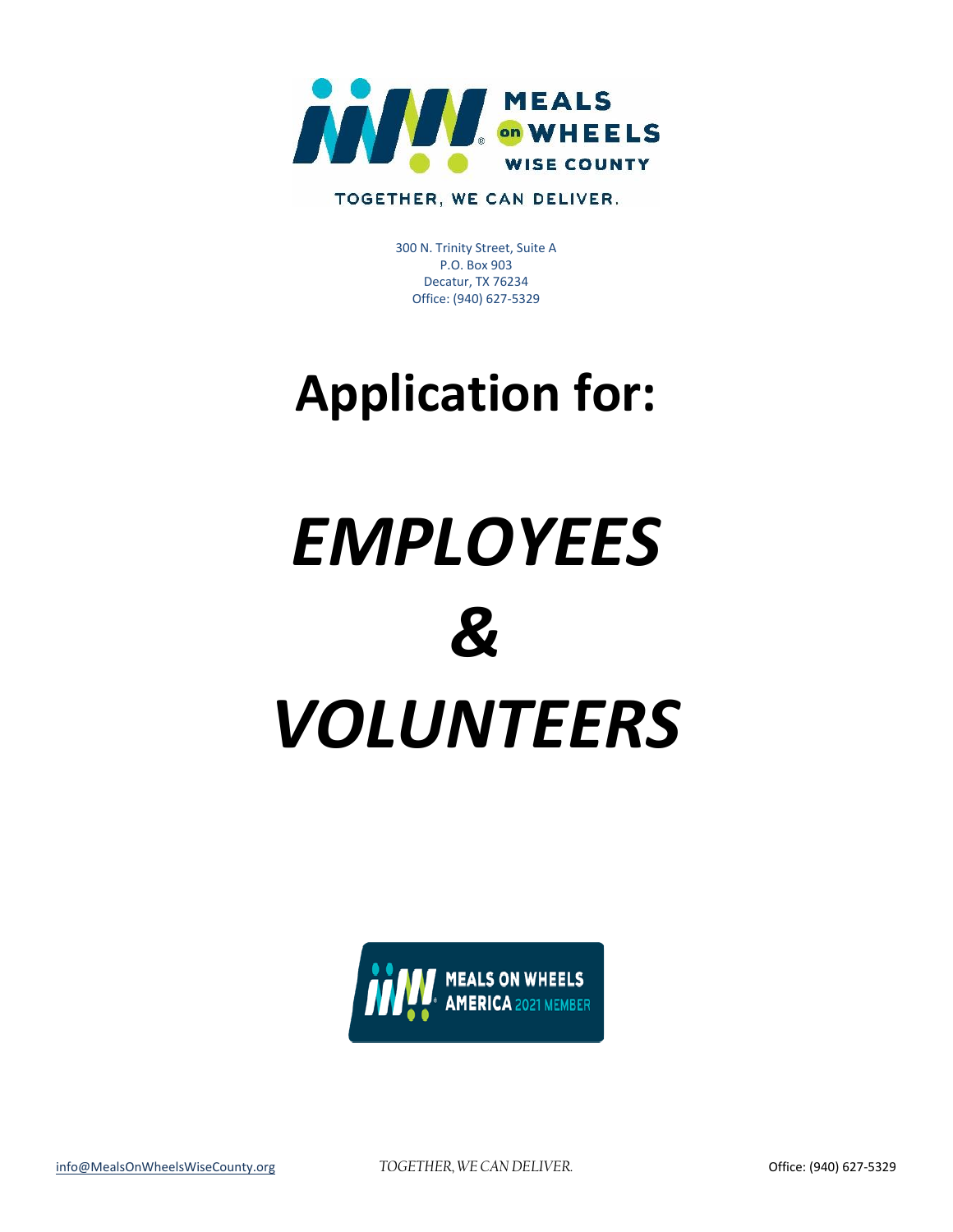MEALS on WHEELS WISE COUNTY

TOGETHER, WE CAN DELIVER.

300 N. Trinity Street, Suite A
P.O. Box 903
Decatur, TX 76234
Office: (940) 627-5329

# Application for:

# *EMPLOYEES*

# *&*

# *VOLUNTEERS*

MEALS ON WHEELS AMERICA 2021 MEMBER

info@MealsOnWheelsWiseCounty.org *TOGETHER, WE CAN DELIVER.* Office: (940) 627-5329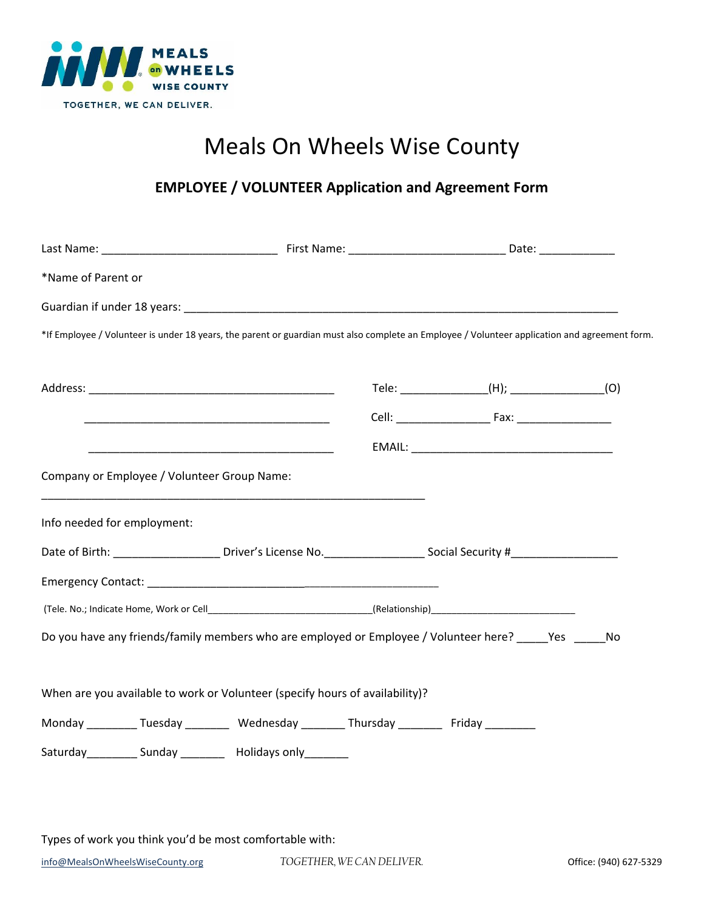# Meals On Wheels Wise County

## EMPLOYEE / VOLUNTEER Application and Agreement Form

Last Name: ___________________________ First Name: ________________________ Date: ___________

*Name of Parent or

Guardian if under 18 years: ___________________________________________________________________

*If Employee / Volunteer is under 18 years, the parent or guardian must also complete an Employee / Volunteer application and agreement form.

Address: ______________________________________ Tele: _____________(H); ______________(O)

______________________________________ Cell: ______________ Fax: ______________

______________________________________ EMAIL: ________________________________

Company or Employee / Volunteer Group Name:

____________________________________________________________

Info needed for employment:

Date of Birth: ________________ Driver's License No.________________ Social Security #________________

Emergency Contact: _____________________________________________

(Tele. No.; Indicate Home, Work or Cell______________________________(Relationship)_________________________

Do you have any friends/family members who are employed or Employee / Volunteer here? _____Yes _____No

When are you available to work or Volunteer (specify hours of availability)?

Monday ________ Tuesday _______ Wednesday _______ Thursday _______ Friday ________

Saturday________ Sunday _______ Holidays only_______

Types of work you think you'd be most comfortable with:

info@MealsOnWheelsWiseCounty.org *TOGETHER, WE CAN DELIVER.* Office: (940) 627-5329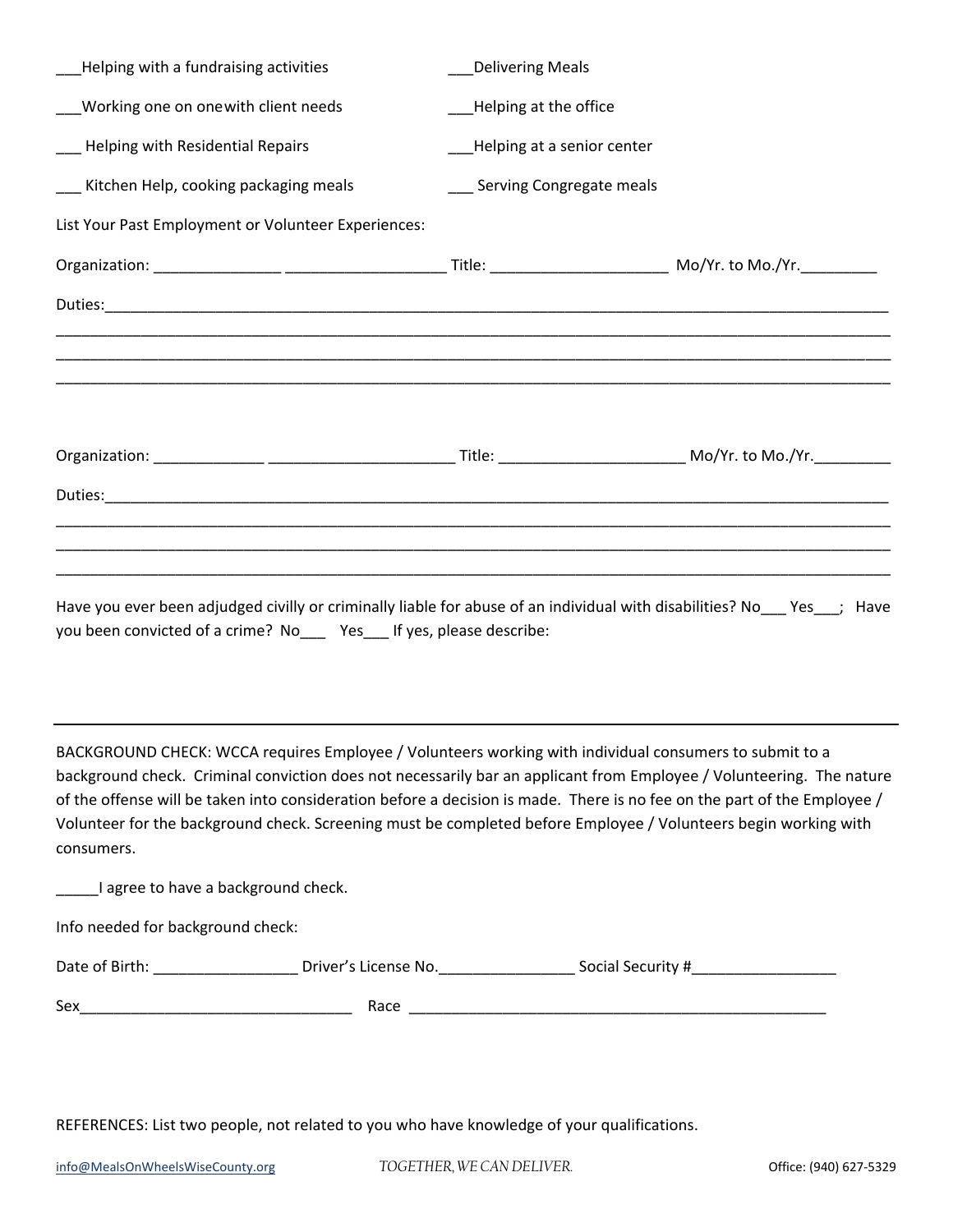___Helping with a fundraising activities ___Delivering Meals

___Working one on onewith client needs ___Helping at the office

___ Helping with Residential Repairs ___Helping at a senior center

___ Kitchen Help, cooking packaging meals ___ Serving Congregate meals

List Your Past Employment or Volunteer Experiences:

Organization: _______________ ___________________ Title: _____________________ Mo/Yr. to Mo./Yr._________

Duties:___________________________________________________________________________________________

_____________________________________________________________________________________________

_____________________________________________________________________________________________

_____________________________________________________________________________________________

Organization: _____________ ______________________ Title: ______________________ Mo/Yr. to Mo./Yr._________

Duties:___________________________________________________________________________________________

_____________________________________________________________________________________________

_____________________________________________________________________________________________

_____________________________________________________________________________________________

Have you ever been adjudged civilly or criminally liable for abuse of an individual with disabilities? No___ Yes___; Have you been convicted of a crime? No___ Yes___ If yes, please describe:

---

BACKGROUND CHECK: WCCA requires Employee / Volunteers working with individual consumers to submit to a background check. Criminal conviction does not necessarily bar an applicant from Employee / Volunteering. The nature of the offense will be taken into consideration before a decision is made. There is no fee on the part of the Employee / Volunteer for the background check. Screening must be completed before Employee / Volunteers begin working with consumers.

_____I agree to have a background check.

Info needed for background check:

Date of Birth: _________________ Driver's License No.________________ Social Security #_________________

Sex________________________________ Race ____________________________________________________

REFERENCES: List two people, not related to you who have knowledge of your qualifications.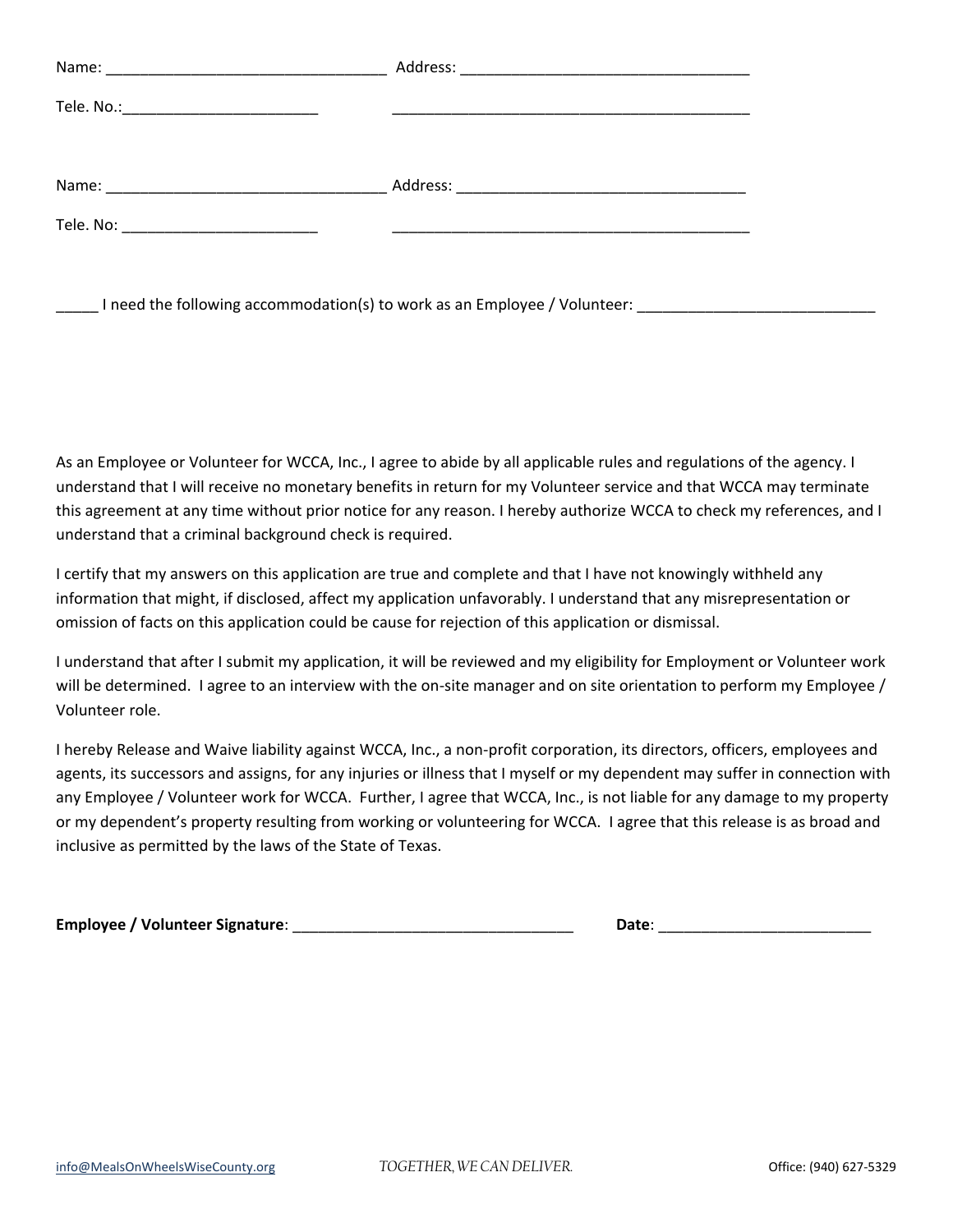Name: ________________________________ Address: __________________________________

Tele. No.:_______________________ ___________________________________________

Name: ________________________________ Address: _________________________________

Tele. No: _______________________ ___________________________________________

_____ I need the following accommodation(s) to work as an Employee / Volunteer: ___________________________

As an Employee or Volunteer for WCCA, Inc., I agree to abide by all applicable rules and regulations of the agency. I understand that I will receive no monetary benefits in return for my Volunteer service and that WCCA may terminate this agreement at any time without prior notice for any reason. I hereby authorize WCCA to check my references, and I understand that a criminal background check is required.

I certify that my answers on this application are true and complete and that I have not knowingly withheld any information that might, if disclosed, affect my application unfavorably. I understand that any misrepresentation or omission of facts on this application could be cause for rejection of this application or dismissal.

I understand that after I submit my application, it will be reviewed and my eligibility for Employment or Volunteer work will be determined. I agree to an interview with the on-site manager and on site orientation to perform my Employee / Volunteer role.

I hereby Release and Waive liability against WCCA, Inc., a non-profit corporation, its directors, officers, employees and agents, its successors and assigns, for any injuries or illness that I myself or my dependent may suffer in connection with any Employee / Volunteer work for WCCA. Further, I agree that WCCA, Inc., is not liable for any damage to my property or my dependent's property resulting from working or volunteering for WCCA. I agree that this release is as broad and inclusive as permitted by the laws of the State of Texas.

**Employee / Volunteer Signature**: _________________________________ **Date**: _________________________

info@MealsOnWheelsWiseCounty.org *TOGETHER, WE CAN DELIVER.* Office: (940) 627-5329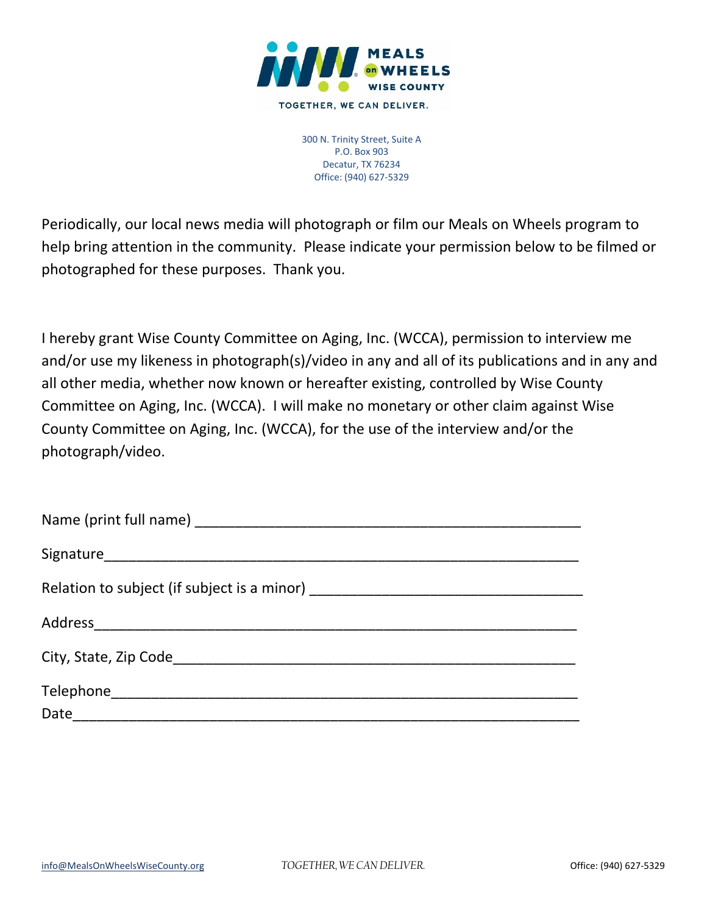MEALS on WHEELS WISE COUNTY

TOGETHER, WE CAN DELIVER.

300 N. Trinity Street, Suite A
P.O. Box 903
Decatur, TX 76234
Office: (940) 627-5329

Periodically, our local news media will photograph or film our Meals on Wheels program to help bring attention in the community. Please indicate your permission below to be filmed or photographed for these purposes. Thank you.

I hereby grant Wise County Committee on Aging, Inc. (WCCA), permission to interview me and/or use my likeness in photograph(s)/video in any and all of its publications and in any and all other media, whether now known or hereafter existing, controlled by Wise County Committee on Aging, Inc. (WCCA). I will make no monetary or other claim against Wise County Committee on Aging, Inc. (WCCA), for the use of the interview and/or the photograph/video.

Name (print full name) ______________________________________________

Signature______________________________________________________

Relation to subject (if subject is a minor) _________________________________

Address_______________________________________________________

City, State, Zip Code__________________________________________________

Telephone_____________________________________________________

Date__________________________________________________________

info@MealsOnWheelsWiseCounty.org *TOGETHER, WE CAN DELIVER.* Office: (940) 627-5329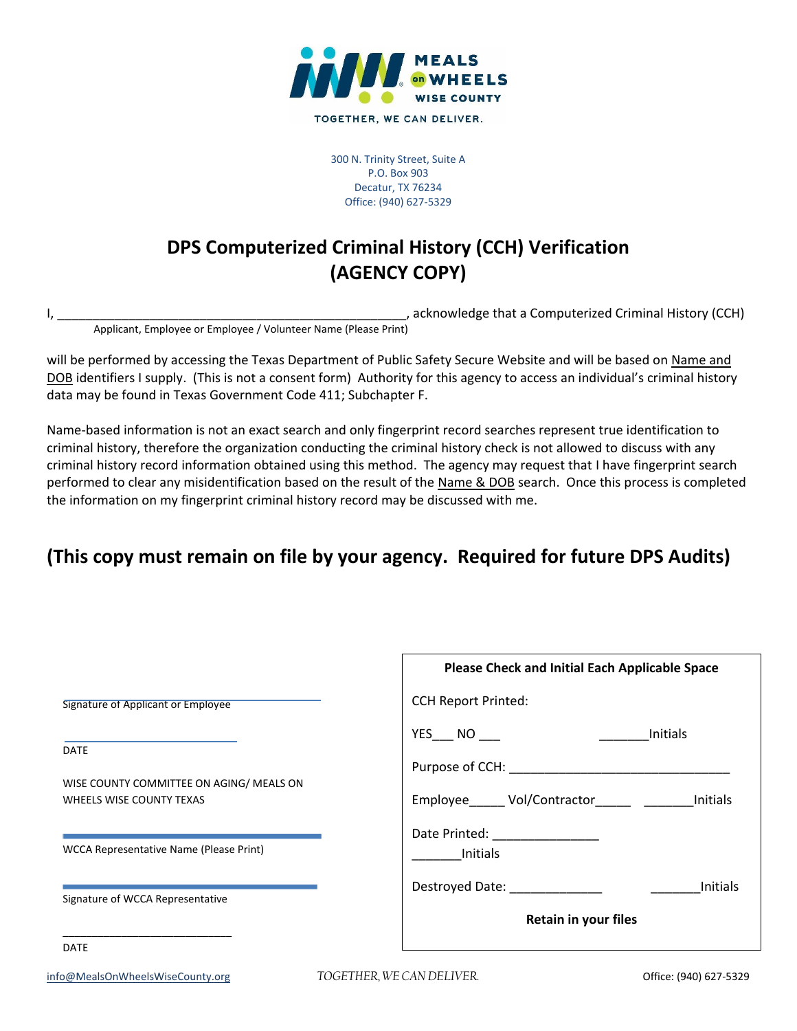MEALS on WHEELS WISE COUNTY

TOGETHER, WE CAN DELIVER.

300 N. Trinity Street, Suite A
P.O. Box 903
Decatur, TX 76234
Office: (940) 627-5329

# DPS Computerized Criminal History (CCH) Verification (AGENCY COPY)

I, ________________________________________________, acknowledge that a Computerized Criminal History (CCH)
Applicant, Employee or Employee / Volunteer Name (Please Print)

will be performed by accessing the Texas Department of Public Safety Secure Website and will be based on Name and DOB identifiers I supply. (This is not a consent form) Authority for this agency to access an individual's criminal history data may be found in Texas Government Code 411; Subchapter F.

Name-based information is not an exact search and only fingerprint record searches represent true identification to criminal history, therefore the organization conducting the criminal history check is not allowed to discuss with any criminal history record information obtained using this method. The agency may request that I have fingerprint search performed to clear any misidentification based on the result of the Name & DOB search. Once this process is completed the information on my fingerprint criminal history record may be discussed with me.

## (This copy must remain on file by your agency. Required for future DPS Audits)

______________________________
Signature of Applicant or Employee

______________________________
DATE

WISE COUNTY COMMITTEE ON AGING/ MEALS ON WHEELS WISE COUNTY TEXAS

______________________________
WCCA Representative Name (Please Print)

______________________________
Signature of WCCA Representative

______________________________
DATE

**Please Check and Initial Each Applicable Space**

CCH Report Printed:

YES___ NO ___ _______Initials

Purpose of CCH: ______________________________

Employee_____ Vol/Contractor_____ _______Initials

Date Printed: _______________
_______Initials

Destroyed Date: _____________ _______Initials

**Retain in your files**

info@MealsOnWheelsWiseCounty.org *TOGETHER, WE CAN DELIVER.* Office: (940) 627-5329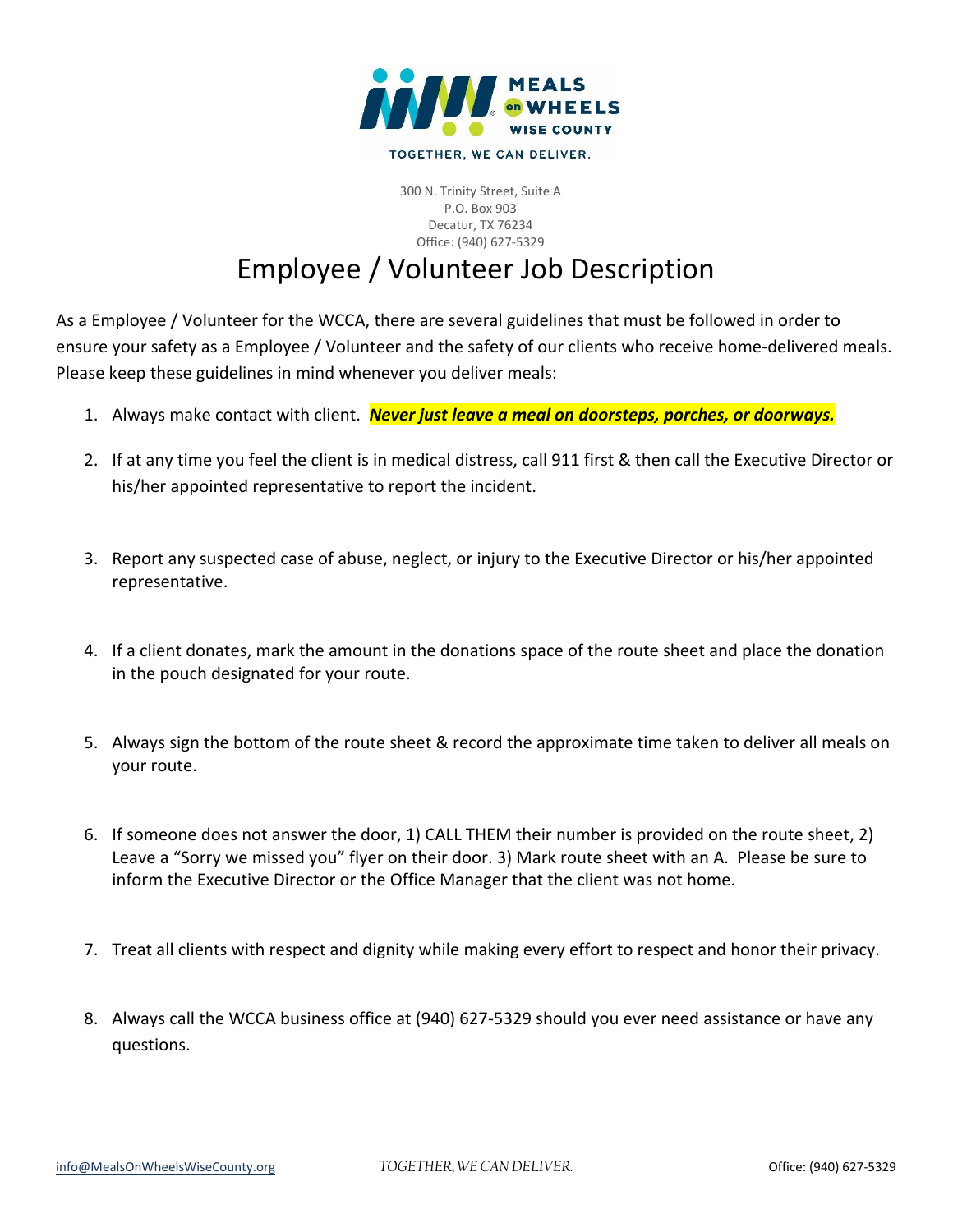MEALS on WHEELS WISE COUNTY

TOGETHER, WE CAN DELIVER.

300 N. Trinity Street, Suite A
P.O. Box 903
Decatur, TX 76234
Office: (940) 627-5329

# Employee / Volunteer Job Description

As a Employee / Volunteer for the WCCA, there are several guidelines that must be followed in order to ensure your safety as a Employee / Volunteer and the safety of our clients who receive home-delivered meals. Please keep these guidelines in mind whenever you deliver meals:

1. Always make contact with client. ***Never just leave a meal on doorsteps, porches, or doorways.***
2. If at any time you feel the client is in medical distress, call 911 first & then call the Executive Director or his/her appointed representative to report the incident.
3. Report any suspected case of abuse, neglect, or injury to the Executive Director or his/her appointed representative.
4. If a client donates, mark the amount in the donations space of the route sheet and place the donation in the pouch designated for your route.
5. Always sign the bottom of the route sheet & record the approximate time taken to deliver all meals on your route.
6. If someone does not answer the door, 1) CALL THEM their number is provided on the route sheet, 2) Leave a "Sorry we missed you" flyer on their door. 3) Mark route sheet with an A. Please be sure to inform the Executive Director or the Office Manager that the client was not home.
7. Treat all clients with respect and dignity while making every effort to respect and honor their privacy.
8. Always call the WCCA business office at (940) 627-5329 should you ever need assistance or have any questions.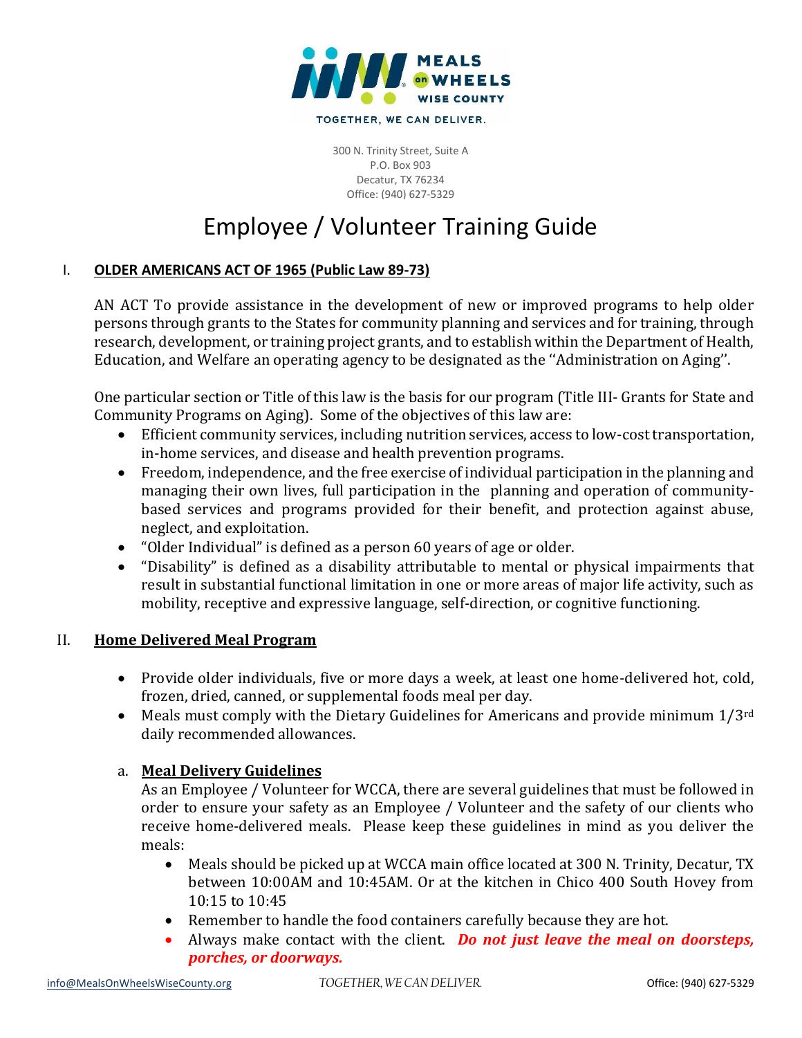MEALS on WHEELS WISE COUNTY

TOGETHER, WE CAN DELIVER.

300 N. Trinity Street, Suite A
P.O. Box 903
Decatur, TX 76234
Office: (940) 627-5329

# Employee / Volunteer Training Guide

## I. OLDER AMERICANS ACT OF 1965 (Public Law 89-73)

AN ACT To provide assistance in the development of new or improved programs to help older persons through grants to the States for community planning and services and for training, through research, development, or training project grants, and to establish within the Department of Health, Education, and Welfare an operating agency to be designated as the "Administration on Aging".

One particular section or Title of this law is the basis for our program (Title III- Grants for State and Community Programs on Aging). Some of the objectives of this law are:

- Efficient community services, including nutrition services, access to low-cost transportation, in-home services, and disease and health prevention programs.
- Freedom, independence, and the free exercise of individual participation in the planning and managing their own lives, full participation in the planning and operation of community-based services and programs provided for their benefit, and protection against abuse, neglect, and exploitation.
- "Older Individual" is defined as a person 60 years of age or older.
- "Disability" is defined as a disability attributable to mental or physical impairments that result in substantial functional limitation in one or more areas of major life activity, such as mobility, receptive and expressive language, self-direction, or cognitive functioning.

## II. Home Delivered Meal Program

- Provide older individuals, five or more days a week, at least one home-delivered hot, cold, frozen, dried, canned, or supplemental foods meal per day.
- Meals must comply with the Dietary Guidelines for Americans and provide minimum 1/3rd daily recommended allowances.

### a. Meal Delivery Guidelines

As an Employee / Volunteer for WCCA, there are several guidelines that must be followed in order to ensure your safety as an Employee / Volunteer and the safety of our clients who receive home-delivered meals. Please keep these guidelines in mind as you deliver the meals:

- Meals should be picked up at WCCA main office located at 300 N. Trinity, Decatur, TX between 10:00AM and 10:45AM. Or at the kitchen in Chico 400 South Hovey from 10:15 to 10:45
- Remember to handle the food containers carefully because they are hot.
- Always make contact with the client. ***Do not just leave the meal on doorsteps, porches, or doorways.***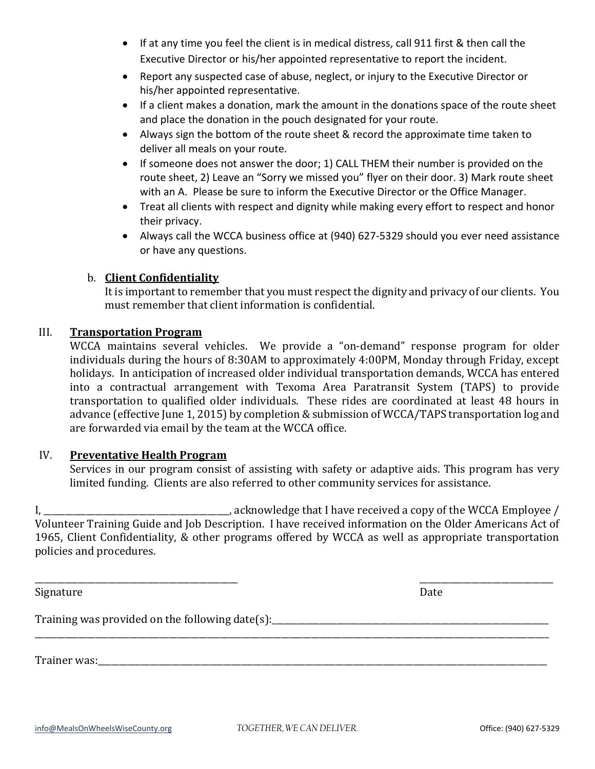- If at any time you feel the client is in medical distress, call 911 first & then call the Executive Director or his/her appointed representative to report the incident.
- Report any suspected case of abuse, neglect, or injury to the Executive Director or his/her appointed representative.
- If a client makes a donation, mark the amount in the donations space of the route sheet and place the donation in the pouch designated for your route.
- Always sign the bottom of the route sheet & record the approximate time taken to deliver all meals on your route.
- If someone does not answer the door; 1) CALL THEM their number is provided on the route sheet, 2) Leave an "Sorry we missed you" flyer on their door. 3) Mark route sheet with an A. Please be sure to inform the Executive Director or the Office Manager.
- Treat all clients with respect and dignity while making every effort to respect and honor their privacy.
- Always call the WCCA business office at (940) 627-5329 should you ever need assistance or have any questions.

b. **Client Confidentiality**

It is important to remember that you must respect the dignity and privacy of our clients. You must remember that client information is confidential.

## III. Transportation Program

WCCA maintains several vehicles. We provide a "on-demand" response program for older individuals during the hours of 8:30AM to approximately 4:00PM, Monday through Friday, except holidays. In anticipation of increased older individual transportation demands, WCCA has entered into a contractual arrangement with Texoma Area Paratransit System (TAPS) to provide transportation to qualified older individuals. These rides are coordinated at least 48 hours in advance (effective June 1, 2015) by completion & submission of WCCA/TAPS transportation log and are forwarded via email by the team at the WCCA office.

## IV. Preventative Health Program

Services in our program consist of assisting with safety or adaptive aids. This program has very limited funding. Clients are also referred to other community services for assistance.

I, ________________________________________, acknowledge that I have received a copy of the WCCA Employee / Volunteer Training Guide and Job Description. I have received information on the Older Americans Act of 1965, Client Confidentiality, & other programs offered by WCCA as well as appropriate transportation policies and procedures.

____________________________________________ ____________________________

Signature Date

Training was provided on the following date(s):_______________________________________________________________

_____________________________________________________________________________________________________

Trainer was:__________________________________________________________________________________________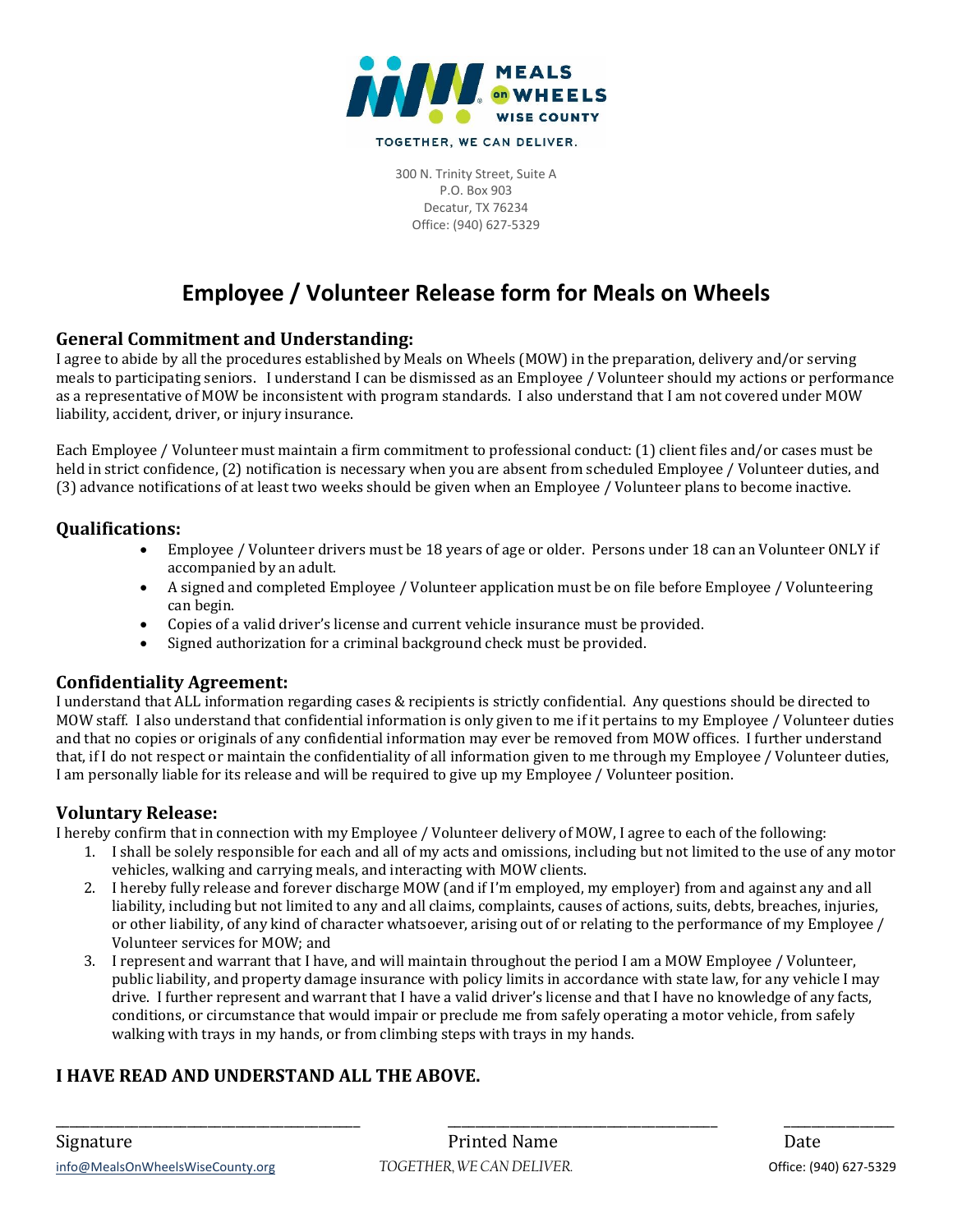MEALS on WHEELS WISE COUNTY

TOGETHER, WE CAN DELIVER.

300 N. Trinity Street, Suite A
P.O. Box 903
Decatur, TX 76234
Office: (940) 627-5329

# Employee / Volunteer Release form for Meals on Wheels

## General Commitment and Understanding:

I agree to abide by all the procedures established by Meals on Wheels (MOW) in the preparation, delivery and/or serving meals to participating seniors. I understand I can be dismissed as an Employee / Volunteer should my actions or performance as a representative of MOW be inconsistent with program standards. I also understand that I am not covered under MOW liability, accident, driver, or injury insurance.

Each Employee / Volunteer must maintain a firm commitment to professional conduct: (1) client files and/or cases must be held in strict confidence, (2) notification is necessary when you are absent from scheduled Employee / Volunteer duties, and (3) advance notifications of at least two weeks should be given when an Employee / Volunteer plans to become inactive.

## Qualifications:

- Employee / Volunteer drivers must be 18 years of age or older. Persons under 18 can an Volunteer ONLY if accompanied by an adult.
- A signed and completed Employee / Volunteer application must be on file before Employee / Volunteering can begin.
- Copies of a valid driver's license and current vehicle insurance must be provided.
- Signed authorization for a criminal background check must be provided.

## Confidentiality Agreement:

I understand that ALL information regarding cases & recipients is strictly confidential. Any questions should be directed to MOW staff. I also understand that confidential information is only given to me if it pertains to my Employee / Volunteer duties and that no copies or originals of any confidential information may ever be removed from MOW offices. I further understand that, if I do not respect or maintain the confidentiality of all information given to me through my Employee / Volunteer duties, I am personally liable for its release and will be required to give up my Employee / Volunteer position.

## Voluntary Release:

I hereby confirm that in connection with my Employee / Volunteer delivery of MOW, I agree to each of the following:

1. I shall be solely responsible for each and all of my acts and omissions, including but not limited to the use of any motor vehicles, walking and carrying meals, and interacting with MOW clients.
2. I hereby fully release and forever discharge MOW (and if I'm employed, my employer) from and against any and all liability, including but not limited to any and all claims, complaints, causes of actions, suits, debts, breaches, injuries, or other liability, of any kind of character whatsoever, arising out of or relating to the performance of my Employee / Volunteer services for MOW; and
3. I represent and warrant that I have, and will maintain throughout the period I am a MOW Employee / Volunteer, public liability, and property damage insurance with policy limits in accordance with state law, for any vehicle I may drive. I further represent and warrant that I have a valid driver's license and that I have no knowledge of any facts, conditions, or circumstance that would impair or preclude me from safely operating a motor vehicle, from safely walking with trays in my hands, or from climbing steps with trays in my hands.

## I HAVE READ AND UNDERSTAND ALL THE ABOVE.

\_\_\_\_\_\_\_\_\_\_\_\_\_\_\_\_\_\_\_\_\_\_\_\_\_\_\_\_\_\_\_\_ Signature

\_\_\_\_\_\_\_\_\_\_\_\_\_\_\_\_\_\_\_\_\_\_\_\_\_\_\_\_\_\_\_\_ Printed Name

\_\_\_\_\_\_\_\_\_\_\_\_ Date

info@MealsOnWheelsWiseCounty.org *TOGETHER, WE CAN DELIVER.* Office: (940) 627-5329